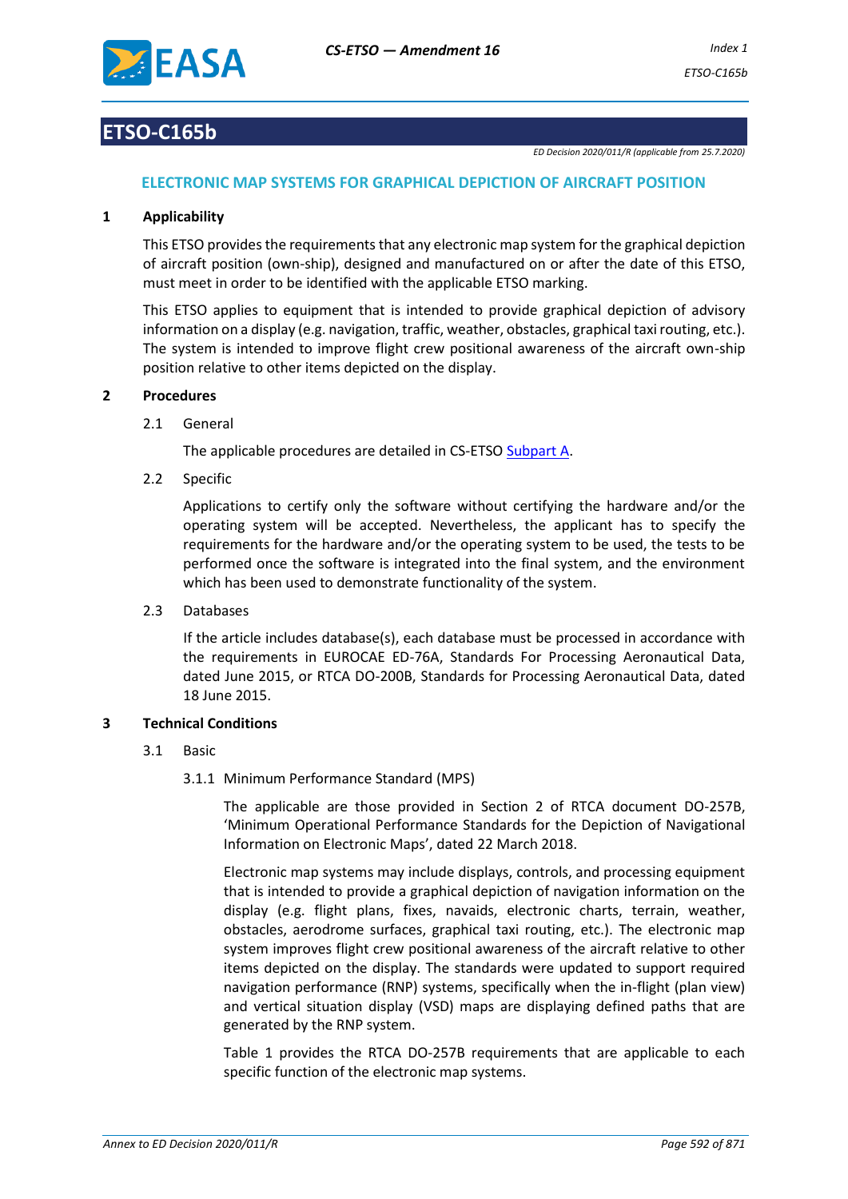# ETSO-C165b

*ED Decision 2020/011/R (applicable from 25.7.2020)*

## ELECTRONIC MAP SYSTEMS FOR GRAPHICAL DEPICTION OF AIRCRAFT POSITION

### 1 Applicability

This ETSO provides the requirements that any electronic map system for the graphical depiction of aircraft position (own-ship), designed and manufactured on or after the date of this ETSO, must meet in order to be identified with the applicable ETSO marking.

This ETSO applies to equipment that is intended to provide graphical depiction of advisory information on a display (e.g. navigation, traffic, weather, obstacles, graphical taxi routing, etc.). The system is intended to improve flight crew positional awareness of the aircraft own-ship position relative to other items depicted on the display.

### 2 Procedures

#### 2.1 General

The applicable procedures are detailed in CS-ETSO Subpart A.

#### 2.2 Specific

Applications to certify only the software without certifying the hardware and/or the operating system will be accepted. Nevertheless, the applicant has to specify the requirements for the hardware and/or the operating system to be used, the tests to be performed once the software is integrated into the final system, and the environment which has been used to demonstrate functionality of the system.

#### 2.3 Databases

If the article includes database(s), each database must be processed in accordance with the requirements in EUROCAE ED-76A, Standards For Processing Aeronautical Data, dated June 2015, or RTCA DO-200B, Standards for Processing Aeronautical Data, dated 18 June 2015.

### 3 Technical Conditions

#### 3.1 Basic

##### 3.1.1 Minimum Performance Standard (MPS)

The applicable are those provided in Section 2 of RTCA document DO-257B, 'Minimum Operational Performance Standards for the Depiction of Navigational Information on Electronic Maps', dated 22 March 2018.

Electronic map systems may include displays, controls, and processing equipment that is intended to provide a graphical depiction of navigation information on the display (e.g. flight plans, fixes, navaids, electronic charts, terrain, weather, obstacles, aerodrome surfaces, graphical taxi routing, etc.). The electronic map system improves flight crew positional awareness of the aircraft relative to other items depicted on the display. The standards were updated to support required navigation performance (RNP) systems, specifically when the in-flight (plan view) and vertical situation display (VSD) maps are displaying defined paths that are generated by the RNP system.

Table 1 provides the RTCA DO-257B requirements that are applicable to each specific function of the electronic map systems.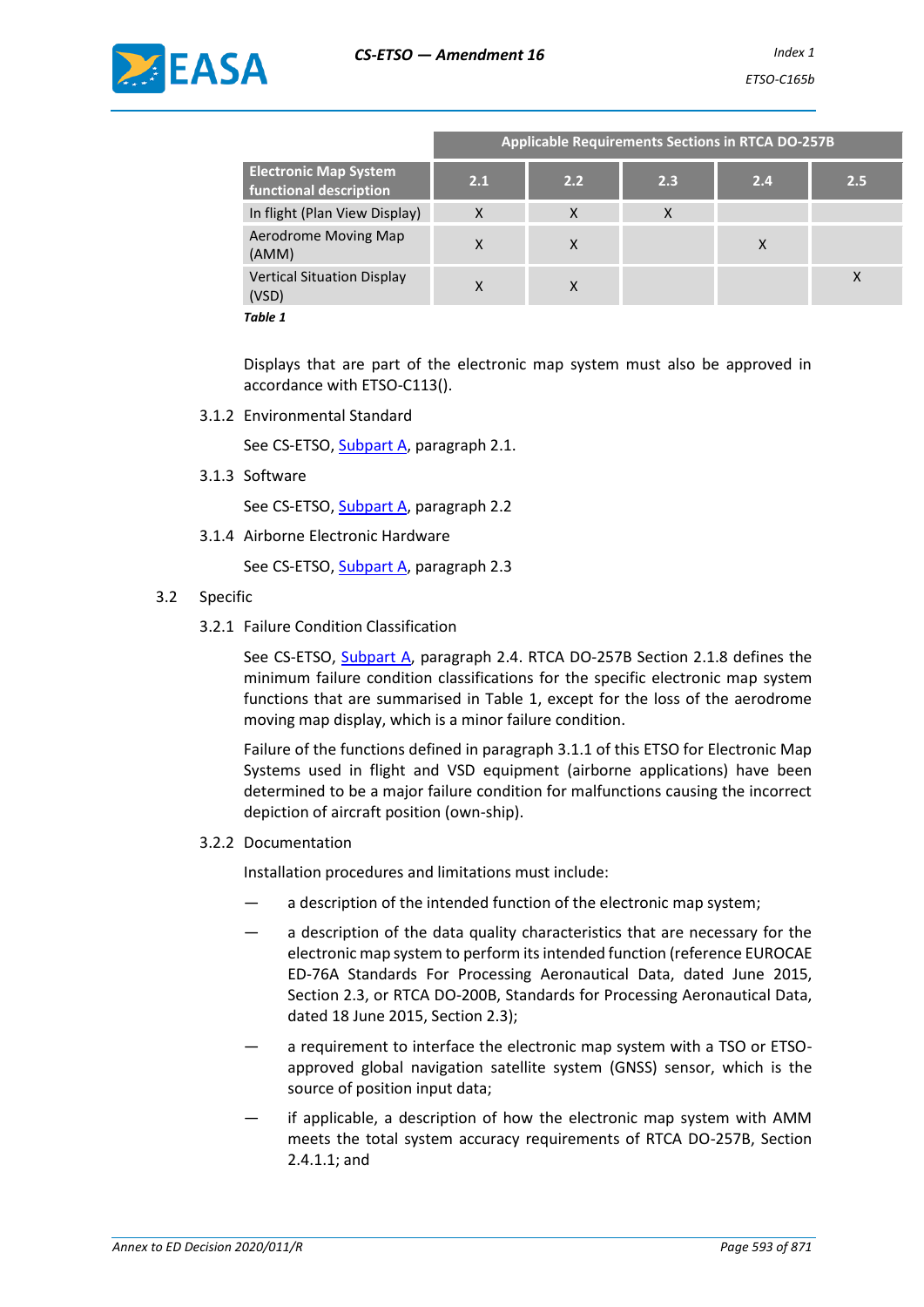| Electronic Map System functional description | Applicable Requirements Sections in RTCA DO-257B | | | | |
|---|---|---|---|---|---|
| | 2.1 | 2.2 | 2.3 | 2.4 | 2.5 |
| In flight (Plan View Display) | X | X | X | | |
| Aerodrome Moving Map (AMM) | X | X | | X | |
| Vertical Situation Display (VSD) | X | X | | | X |

***Table 1***

Displays that are part of the electronic map system must also be approved in accordance with ETSO-C113().

3.1.2 Environmental Standard

See CS-ETSO, Subpart A, paragraph 2.1.

3.1.3 Software

See CS-ETSO, Subpart A, paragraph 2.2

3.1.4 Airborne Electronic Hardware

See CS-ETSO, Subpart A, paragraph 2.3

3.2 Specific

3.2.1 Failure Condition Classification

See CS-ETSO, Subpart A, paragraph 2.4. RTCA DO-257B Section 2.1.8 defines the minimum failure condition classifications for the specific electronic map system functions that are summarised in Table 1, except for the loss of the aerodrome moving map display, which is a minor failure condition.

Failure of the functions defined in paragraph 3.1.1 of this ETSO for Electronic Map Systems used in flight and VSD equipment (airborne applications) have been determined to be a major failure condition for malfunctions causing the incorrect depiction of aircraft position (own-ship).

3.2.2 Documentation

Installation procedures and limitations must include:

— a description of the intended function of the electronic map system;

— a description of the data quality characteristics that are necessary for the electronic map system to perform its intended function (reference EUROCAE ED-76A Standards For Processing Aeronautical Data, dated June 2015, Section 2.3, or RTCA DO-200B, Standards for Processing Aeronautical Data, dated 18 June 2015, Section 2.3);

— a requirement to interface the electronic map system with a TSO or ETSO-approved global navigation satellite system (GNSS) sensor, which is the source of position input data;

— if applicable, a description of how the electronic map system with AMM meets the total system accuracy requirements of RTCA DO-257B, Section 2.4.1.1; and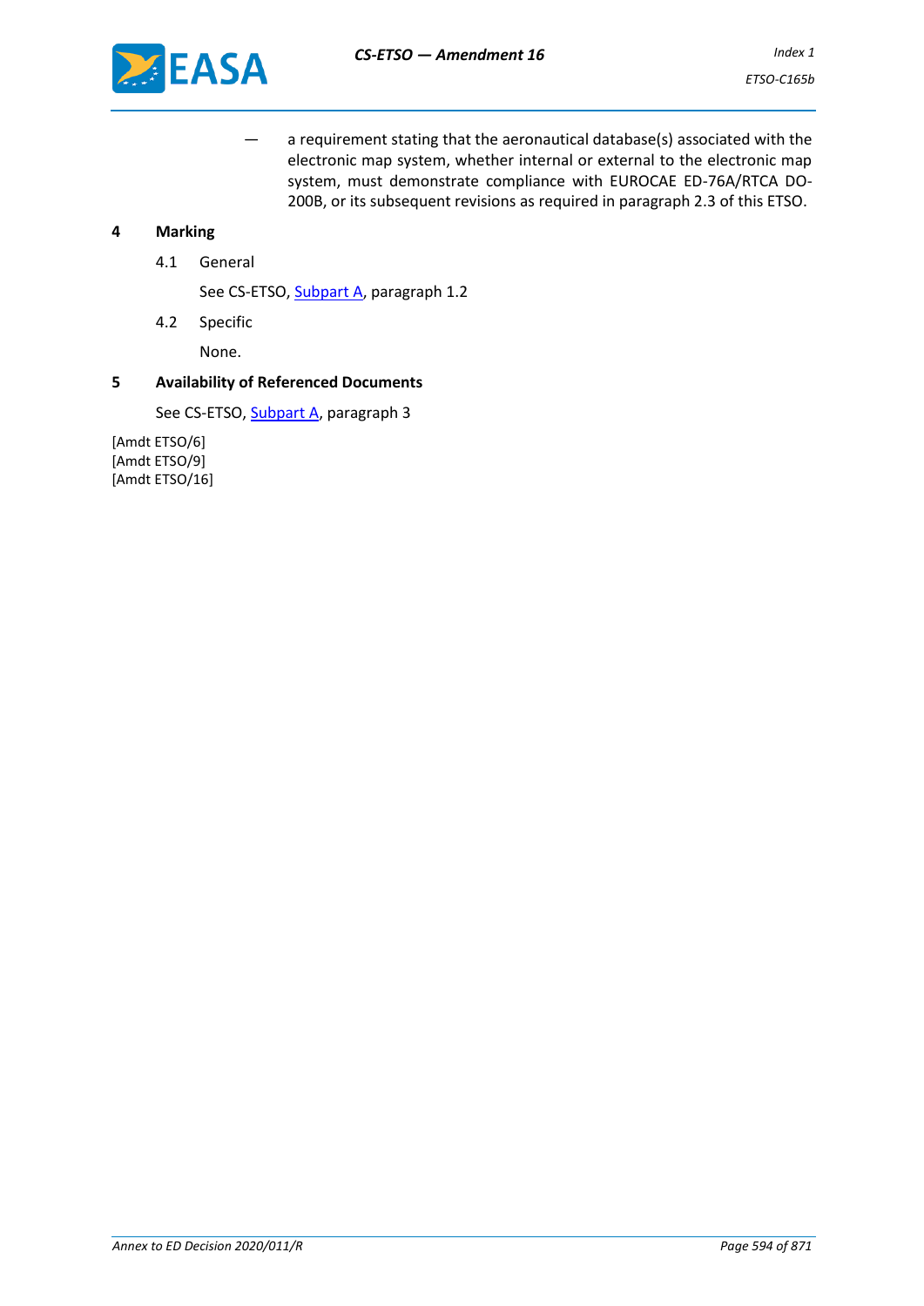— a requirement stating that the aeronautical database(s) associated with the electronic map system, whether internal or external to the electronic map system, must demonstrate compliance with EUROCAE ED-76A/RTCA DO-200B, or its subsequent revisions as required in paragraph 2.3 of this ETSO.

## 4 Marking

### 4.1 General

See CS-ETSO, Subpart A, paragraph 1.2

### 4.2 Specific

None.

## 5 Availability of Referenced Documents

See CS-ETSO, Subpart A, paragraph 3

[Amdt ETSO/6]
[Amdt ETSO/9]
[Amdt ETSO/16]